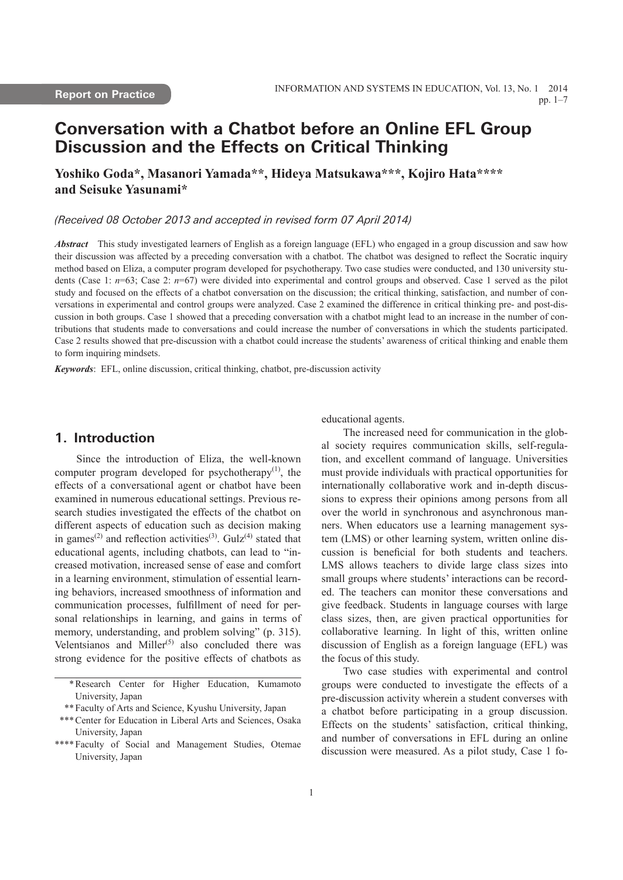Report on Practice

# Conversation with a Chatbot before an Online EFL Group Discussion and the Effects on Critical Thinking

**Yoshiko Goda\*, Masanori Yamada\*\*, Hideya Matsukawa\*\*\*, Kojiro Hata\*\*\*\* and Seisuke Yasunami\***

*(Received 08 October 2013 and accepted in revised form 07 April 2014)*

***Abstract*** This study investigated learners of English as a foreign language (EFL) who engaged in a group discussion and saw how their discussion was affected by a preceding conversation with a chatbot. The chatbot was designed to reflect the Socratic inquiry method based on Eliza, a computer program developed for psychotherapy. Two case studies were conducted, and 130 university students (Case 1: *n*=63; Case 2: *n*=67) were divided into experimental and control groups and observed. Case 1 served as the pilot study and focused on the effects of a chatbot conversation on the discussion; the critical thinking, satisfaction, and number of conversations in experimental and control groups were analyzed. Case 2 examined the difference in critical thinking pre- and post-discussion in both groups. Case 1 showed that a preceding conversation with a chatbot might lead to an increase in the number of contributions that students made to conversations and could increase the number of conversations in which the students participated. Case 2 results showed that pre-discussion with a chatbot could increase the students' awareness of critical thinking and enable them to form inquiring mindsets.

***Keywords***: EFL, online discussion, critical thinking, chatbot, pre-discussion activity

## 1. Introduction

Since the introduction of Eliza, the well-known computer program developed for psychotherapy[1], the effects of a conversational agent or chatbot have been examined in numerous educational settings. Previous research studies investigated the effects of the chatbot on different aspects of education such as decision making in games[2] and reflection activities[3]. Gulz[4] stated that educational agents, including chatbots, can lead to "increased motivation, increased sense of ease and comfort in a learning environment, stimulation of essential learning behaviors, increased smoothness of information and communication processes, fulfillment of need for personal relationships in learning, and gains in terms of memory, understanding, and problem solving" (p. 315). Velentsianos and Miller[5] also concluded there was strong evidence for the positive effects of chatbots as educational agents.

The increased need for communication in the global society requires communication skills, self-regulation, and excellent command of language. Universities must provide individuals with practical opportunities for internationally collaborative work and in-depth discussions to express their opinions among persons from all over the world in synchronous and asynchronous manners. When educators use a learning management system (LMS) or other learning system, written online discussion is beneficial for both students and teachers. LMS allows teachers to divide large class sizes into small groups where students' interactions can be recorded. The teachers can monitor these conversations and give feedback. Students in language courses with large class sizes, then, are given practical opportunities for collaborative learning. In light of this, written online discussion of English as a foreign language (EFL) was the focus of this study.

Two case studies with experimental and control groups were conducted to investigate the effects of a pre-discussion activity wherein a student converses with a chatbot before participating in a group discussion. Effects on the students' satisfaction, critical thinking, and number of conversations in EFL during an online discussion were measured. As a pilot study, Case 1 fo-

---

\* Research Center for Higher Education, Kumamoto University, Japan

\*\* Faculty of Arts and Science, Kyushu University, Japan

\*\*\* Center for Education in Liberal Arts and Sciences, Osaka University, Japan

\*\*\*\* Faculty of Social and Management Studies, Otemae University, Japan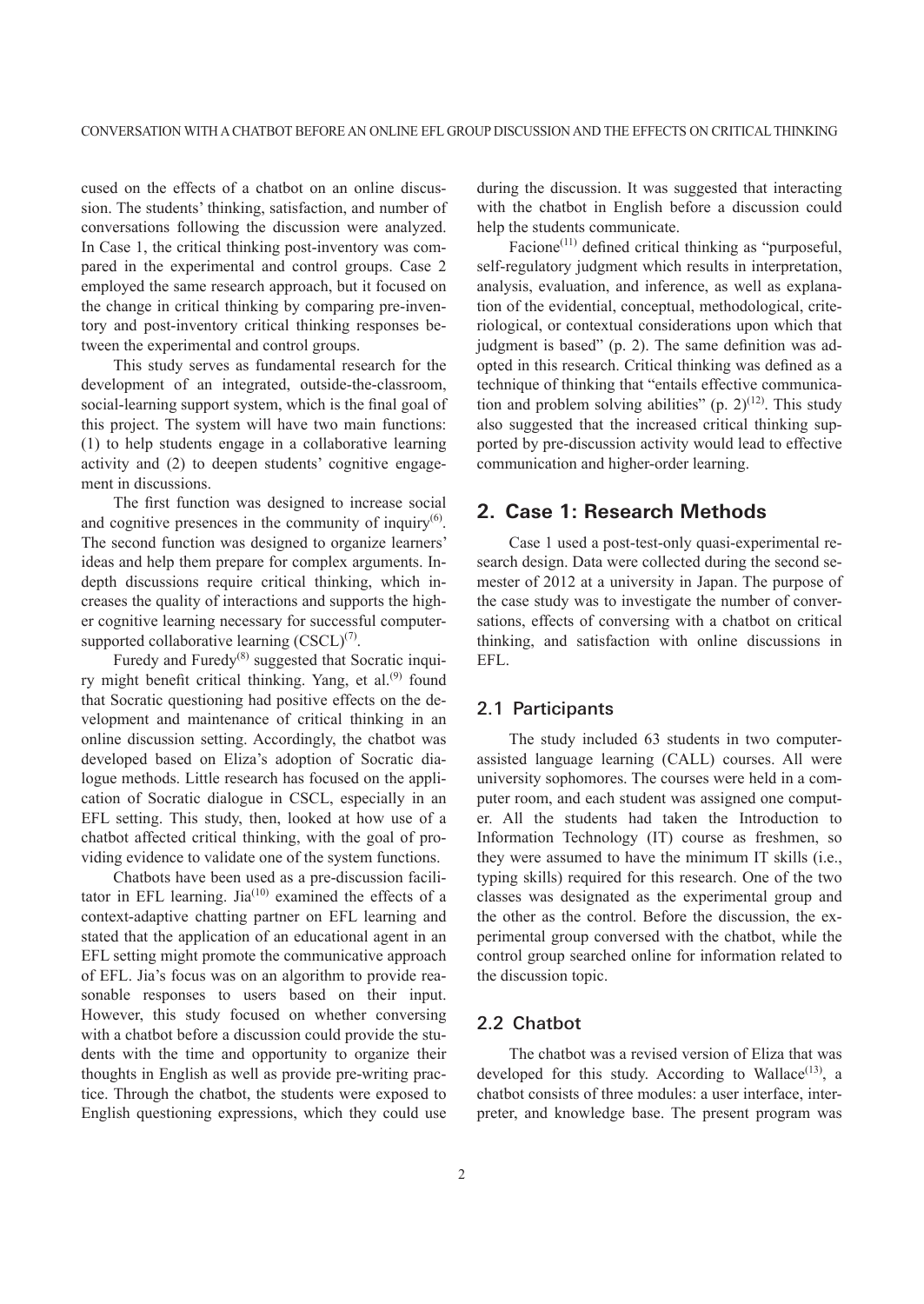cused on the effects of a chatbot on an online discussion. The students' thinking, satisfaction, and number of conversations following the discussion were analyzed. In Case 1, the critical thinking post-inventory was compared in the experimental and control groups. Case 2 employed the same research approach, but it focused on the change in critical thinking by comparing pre-inventory and post-inventory critical thinking responses between the experimental and control groups.

This study serves as fundamental research for the development of an integrated, outside-the-classroom, social-learning support system, which is the final goal of this project. The system will have two main functions: (1) to help students engage in a collaborative learning activity and (2) to deepen students' cognitive engagement in discussions.

The first function was designed to increase social and cognitive presences in the community of inquiry[6]. The second function was designed to organize learners' ideas and help them prepare for complex arguments. In-depth discussions require critical thinking, which increases the quality of interactions and supports the higher cognitive learning necessary for successful computer-supported collaborative learning (CSCL)[7].

Furedy and Furedy[8] suggested that Socratic inquiry might benefit critical thinking. Yang, et al.[9] found that Socratic questioning had positive effects on the development and maintenance of critical thinking in an online discussion setting. Accordingly, the chatbot was developed based on Eliza's adoption of Socratic dialogue methods. Little research has focused on the application of Socratic dialogue in CSCL, especially in an EFL setting. This study, then, looked at how use of a chatbot affected critical thinking, with the goal of providing evidence to validate one of the system functions.

Chatbots have been used as a pre-discussion facilitator in EFL learning. Jia[10] examined the effects of a context-adaptive chatting partner on EFL learning and stated that the application of an educational agent in an EFL setting might promote the communicative approach of EFL. Jia's focus was on an algorithm to provide reasonable responses to users based on their input. However, this study focused on whether conversing with a chatbot before a discussion could provide the students with the time and opportunity to organize their thoughts in English as well as provide pre-writing practice. Through the chatbot, the students were exposed to English questioning expressions, which they could use during the discussion. It was suggested that interacting with the chatbot in English before a discussion could help the students communicate.

Facione[11] defined critical thinking as "purposeful, self-regulatory judgment which results in interpretation, analysis, evaluation, and inference, as well as explanation of the evidential, conceptual, methodological, criteriological, or contextual considerations upon which that judgment is based" (p. 2). The same definition was adopted in this research. Critical thinking was defined as a technique of thinking that "entails effective communication and problem solving abilities" (p. 2)[12]. This study also suggested that the increased critical thinking supported by pre-discussion activity would lead to effective communication and higher-order learning.

## 2. Case 1: Research Methods

Case 1 used a post-test-only quasi-experimental research design. Data were collected during the second semester of 2012 at a university in Japan. The purpose of the case study was to investigate the number of conversations, effects of conversing with a chatbot on critical thinking, and satisfaction with online discussions in EFL.

### 2.1 Participants

The study included 63 students in two computer-assisted language learning (CALL) courses. All were university sophomores. The courses were held in a computer room, and each student was assigned one computer. All the students had taken the Introduction to Information Technology (IT) course as freshmen, so they were assumed to have the minimum IT skills (i.e., typing skills) required for this research. One of the two classes was designated as the experimental group and the other as the control. Before the discussion, the experimental group conversed with the chatbot, while the control group searched online for information related to the discussion topic.

### 2.2 Chatbot

The chatbot was a revised version of Eliza that was developed for this study. According to Wallace[13], a chatbot consists of three modules: a user interface, interpreter, and knowledge base. The present program was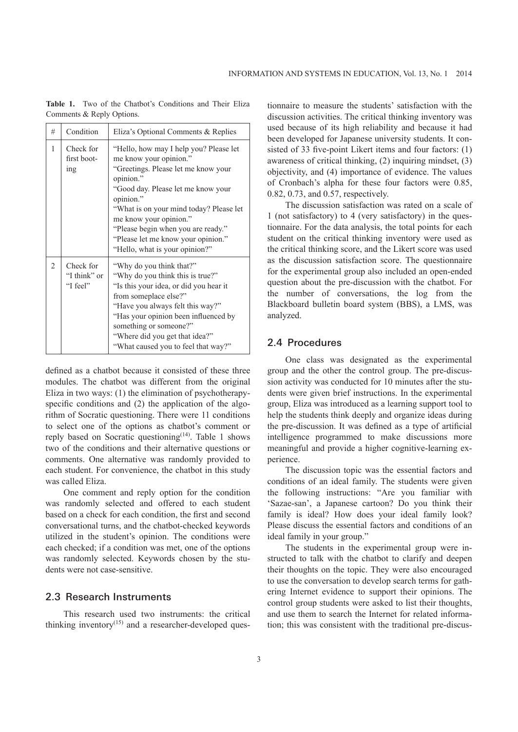**Table 1.** Two of the Chatbot's Conditions and Their Eliza Comments & Reply Options.

| # | Condition | Eliza's Optional Comments & Replies |
|---|---|---|
| 1 | Check for first booting | "Hello, how may I help you? Please let me know your opinion." "Greetings. Please let me know your opinion." "Good day. Please let me know your opinion." "What is on your mind today? Please let me know your opinion." "Please begin when you are ready." "Please let me know your opinion." "Hello, what is your opinion?" |
| 2 | Check for "I think" or "I feel" | "Why do you think that?" "Why do you think this is true?" "Is this your idea, or did you hear it from someplace else?" "Have you always felt this way?" "Has your opinion been influenced by something or someone?" "Where did you get that idea?" "What caused you to feel that way?" |

defined as a chatbot because it consisted of these three modules. The chatbot was different from the original Eliza in two ways: (1) the elimination of psychotherapy-specific conditions and (2) the application of the algorithm of Socratic questioning. There were 11 conditions to select one of the options as chatbot's comment or reply based on Socratic questioning[14]. Table 1 shows two of the conditions and their alternative questions or comments. One alternative was randomly provided to each student. For convenience, the chatbot in this study was called Eliza.

One comment and reply option for the condition was randomly selected and offered to each student based on a check for each condition, the first and second conversational turns, and the chatbot-checked keywords utilized in the student's opinion. The conditions were each checked; if a condition was met, one of the options was randomly selected. Keywords chosen by the students were not case-sensitive.

## 2.3 Research Instruments

This research used two instruments: the critical thinking inventory[15] and a researcher-developed questionnaire to measure the students' satisfaction with the discussion activities. The critical thinking inventory was used because of its high reliability and because it had been developed for Japanese university students. It consisted of 33 five-point Likert items and four factors: (1) awareness of critical thinking, (2) inquiring mindset, (3) objectivity, and (4) importance of evidence. The values of Cronbach's alpha for these four factors were 0.85, 0.82, 0.73, and 0.57, respectively.

The discussion satisfaction was rated on a scale of 1 (not satisfactory) to 4 (very satisfactory) in the questionnaire. For the data analysis, the total points for each student on the critical thinking inventory were used as the critical thinking score, and the Likert score was used as the discussion satisfaction score. The questionnaire for the experimental group also included an open-ended question about the pre-discussion with the chatbot. For the number of conversations, the log from the Blackboard bulletin board system (BBS), a LMS, was analyzed.

## 2.4 Procedures

One class was designated as the experimental group and the other the control group. The pre-discussion activity was conducted for 10 minutes after the students were given brief instructions. In the experimental group, Eliza was introduced as a learning support tool to help the students think deeply and organize ideas during the pre-discussion. It was defined as a type of artificial intelligence programmed to make discussions more meaningful and provide a higher cognitive-learning experience.

The discussion topic was the essential factors and conditions of an ideal family. The students were given the following instructions: "Are you familiar with 'Sazae-san', a Japanese cartoon? Do you think their family is ideal? How does your ideal family look? Please discuss the essential factors and conditions of an ideal family in your group."

The students in the experimental group were instructed to talk with the chatbot to clarify and deepen their thoughts on the topic. They were also encouraged to use the conversation to develop search terms for gathering Internet evidence to support their opinions. The control group students were asked to list their thoughts, and use them to search the Internet for related information; this was consistent with the traditional pre-discus-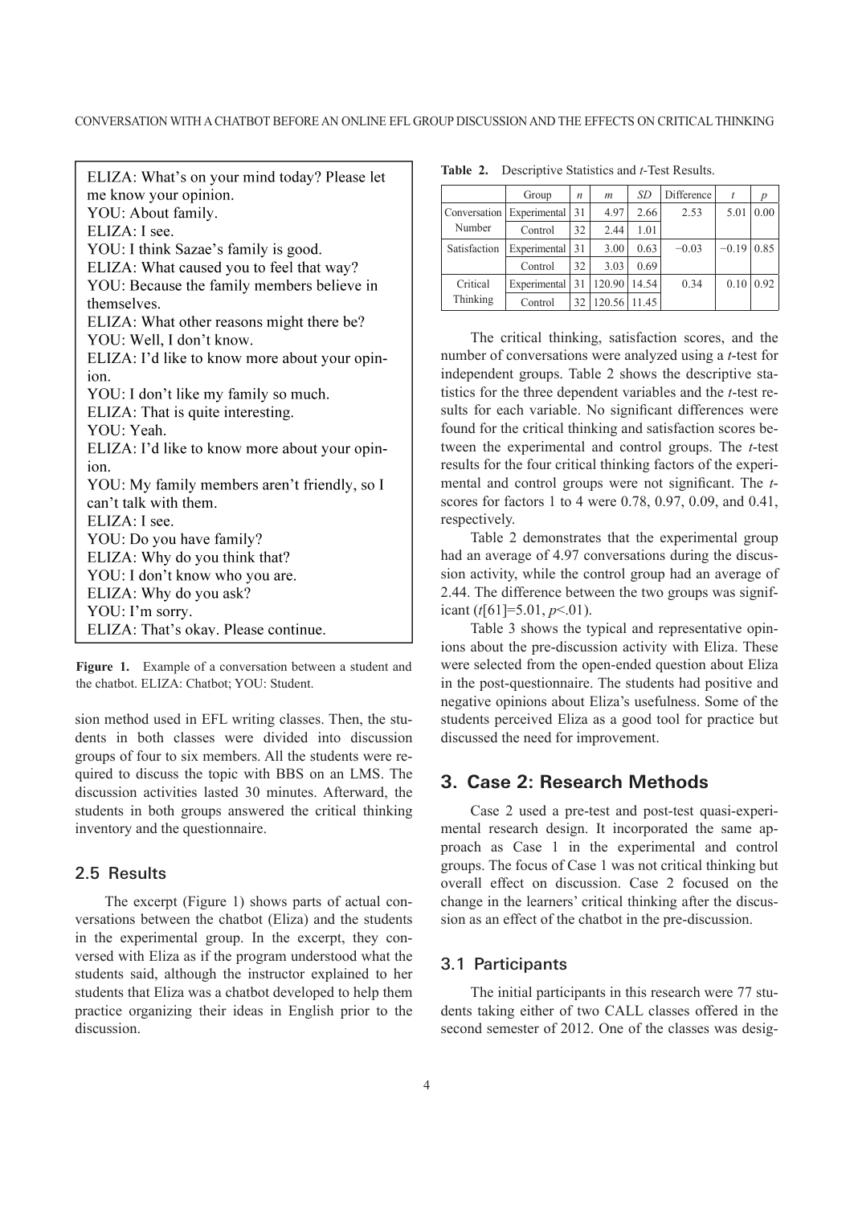ELIZA: What's on your mind today? Please let me know your opinion.
YOU: About family.
ELIZA: I see.
YOU: I think Sazae's family is good.
ELIZA: What caused you to feel that way?
YOU: Because the family members believe in themselves.
ELIZA: What other reasons might there be?
YOU: Well, I don't know.
ELIZA: I'd like to know more about your opinion.
YOU: I don't like my family so much.
ELIZA: That is quite interesting.
YOU: Yeah.
ELIZA: I'd like to know more about your opinion.
YOU: My family members aren't friendly, so I can't talk with them.
ELIZA: I see.
YOU: Do you have family?
ELIZA: Why do you think that?
YOU: I don't know who you are.
ELIZA: Why do you ask?
YOU: I'm sorry.
ELIZA: That's okay. Please continue.

**Figure 1.** Example of a conversation between a student and the chatbot. ELIZA: Chatbot; YOU: Student.

sion method used in EFL writing classes. Then, the students in both classes were divided into discussion groups of four to six members. All the students were required to discuss the topic with BBS on an LMS. The discussion activities lasted 30 minutes. Afterward, the students in both groups answered the critical thinking inventory and the questionnaire.

### 2.5 Results

The excerpt (Figure 1) shows parts of actual conversations between the chatbot (Eliza) and the students in the experimental group. In the excerpt, they conversed with Eliza as if the program understood what the students said, although the instructor explained to her students that Eliza was a chatbot developed to help them practice organizing their ideas in English prior to the discussion.

**Table 2.** Descriptive Statistics and *t*-Test Results.

| | Group | *n* | *m* | *SD* | Difference | *t* | *p* |
|---|---|---|---|---|---|---|---|
| Conversation Number | Experimental | 31 | 4.97 | 2.66 | 2.53 | 5.01 | 0.00 |
| | Control | 32 | 2.44 | 1.01 | | | |
| Satisfaction | Experimental | 31 | 3.00 | 0.63 | −0.03 | −0.19 | 0.85 |
| | Control | 32 | 3.03 | 0.69 | | | |
| Critical Thinking | Experimental | 31 | 120.90 | 14.54 | 0.34 | 0.10 | 0.92 |
| | Control | 32 | 120.56 | 11.45 | | | |

The critical thinking, satisfaction scores, and the number of conversations were analyzed using a *t*-test for independent groups. Table 2 shows the descriptive statistics for the three dependent variables and the *t*-test results for each variable. No significant differences were found for the critical thinking and satisfaction scores between the experimental and control groups. The *t*-test results for the four critical thinking factors of the experimental and control groups were not significant. The *t*-scores for factors 1 to 4 were 0.78, 0.97, 0.09, and 0.41, respectively.

Table 2 demonstrates that the experimental group had an average of 4.97 conversations during the discussion activity, while the control group had an average of 2.44. The difference between the two groups was significant ($t[61]=5.01$, $p<.01$).

Table 3 shows the typical and representative opinions about the pre-discussion activity with Eliza. These were selected from the open-ended question about Eliza in the post-questionnaire. The students had positive and negative opinions about Eliza's usefulness. Some of the students perceived Eliza as a good tool for practice but discussed the need for improvement.

## 3. Case 2: Research Methods

Case 2 used a pre-test and post-test quasi-experimental research design. It incorporated the same approach as Case 1 in the experimental and control groups. The focus of Case 1 was not critical thinking but overall effect on discussion. Case 2 focused on the change in the learners' critical thinking after the discussion as an effect of the chatbot in the pre-discussion.

### 3.1 Participants

The initial participants in this research were 77 students taking either of two CALL classes offered in the second semester of 2012. One of the classes was desig-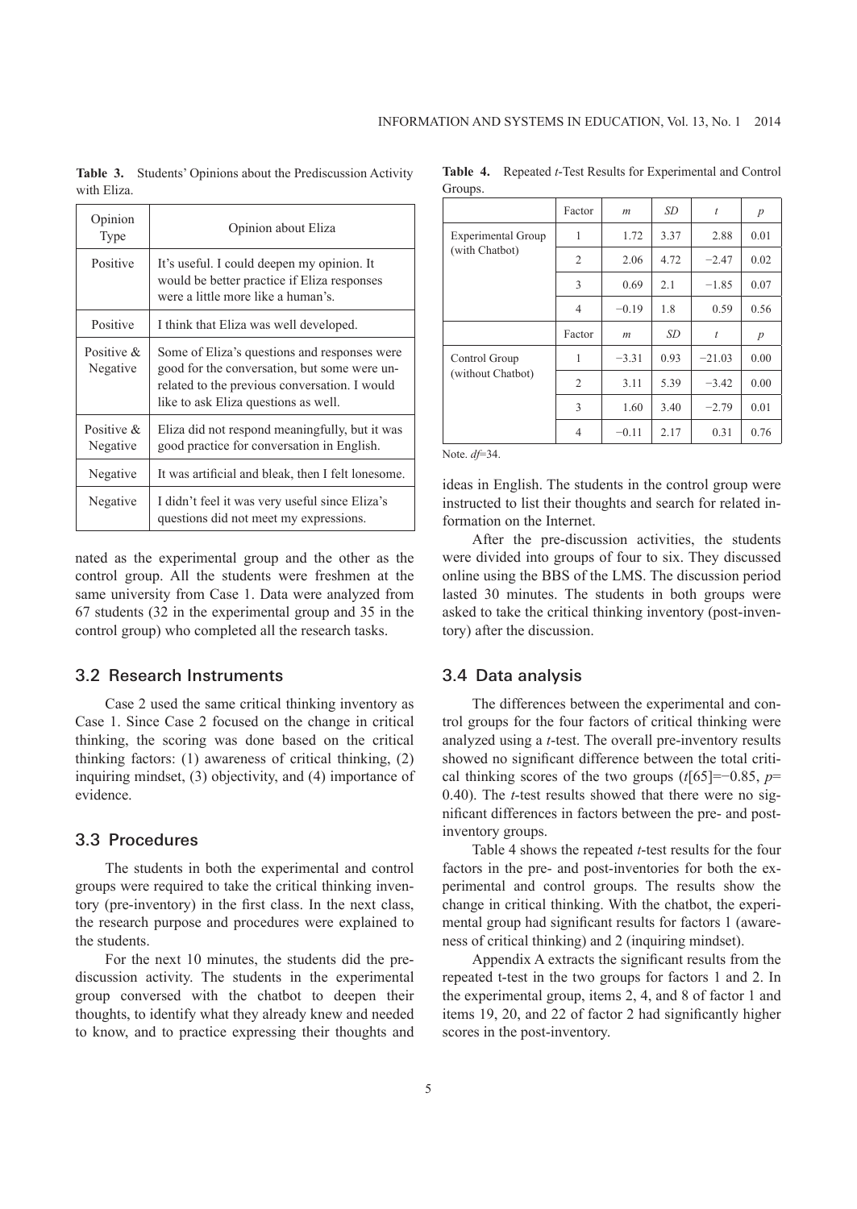**Table 3.** Students' Opinions about the Prediscussion Activity with Eliza.

| Opinion Type | Opinion about Eliza |
|---|---|
| Positive | It's useful. I could deepen my opinion. It would be better practice if Eliza responses were a little more like a human's. |
| Positive | I think that Eliza was well developed. |
| Positive & Negative | Some of Eliza's questions and responses were good for the conversation, but some were unrelated to the previous conversation. I would like to ask Eliza questions as well. |
| Positive & Negative | Eliza did not respond meaningfully, but it was good practice for conversation in English. |
| Negative | It was artificial and bleak, then I felt lonesome. |
| Negative | I didn't feel it was very useful since Eliza's questions did not meet my expressions. |

nated as the experimental group and the other as the control group. All the students were freshmen at the same university from Case 1. Data were analyzed from 67 students (32 in the experimental group and 35 in the control group) who completed all the research tasks.

## 3.2 Research Instruments

Case 2 used the same critical thinking inventory as Case 1. Since Case 2 focused on the change in critical thinking, the scoring was done based on the critical thinking factors: (1) awareness of critical thinking, (2) inquiring mindset, (3) objectivity, and (4) importance of evidence.

## 3.3 Procedures

The students in both the experimental and control groups were required to take the critical thinking inventory (pre-inventory) in the first class. In the next class, the research purpose and procedures were explained to the students.

For the next 10 minutes, the students did the prediscussion activity. The students in the experimental group conversed with the chatbot to deepen their thoughts, to identify what they already knew and needed to know, and to practice expressing their thoughts and ideas in English. The students in the control group were instructed to list their thoughts and search for related information on the Internet.

After the pre-discussion activities, the students were divided into groups of four to six. They discussed online using the BBS of the LMS. The discussion period lasted 30 minutes. The students in both groups were asked to take the critical thinking inventory (post-inventory) after the discussion.

**Table 4.** Repeated *t*-Test Results for Experimental and Control Groups.

| | Factor | *m* | *SD* | *t* | *p* |
|---|---|---|---|---|---|
| Experimental Group (with Chatbot) | 1 | 1.72 | 3.37 | 2.88 | 0.01 |
| | 2 | 2.06 | 4.72 | −2.47 | 0.02 |
| | 3 | 0.69 | 2.1 | −1.85 | 0.07 |
| | 4 | −0.19 | 1.8 | 0.59 | 0.56 |
| | Factor | *m* | *SD* | *t* | *p* |
| Control Group (without Chatbot) | 1 | −3.31 | 0.93 | −21.03 | 0.00 |
| | 2 | 3.11 | 5.39 | −3.42 | 0.00 |
| | 3 | 1.60 | 3.40 | −2.79 | 0.01 |
| | 4 | −0.11 | 2.17 | 0.31 | 0.76 |

Note. $df$=34.

## 3.4 Data analysis

The differences between the experimental and control groups for the four factors of critical thinking were analyzed using a *t*-test. The overall pre-inventory results showed no significant difference between the total critical thinking scores of the two groups ($t[65]=-0.85$, $p=0.40$). The *t*-test results showed that there were no significant differences in factors between the pre- and post-inventory groups.

Table 4 shows the repeated *t*-test results for the four factors in the pre- and post-inventories for both the experimental and control groups. The results show the change in critical thinking. With the chatbot, the experimental group had significant results for factors 1 (awareness of critical thinking) and 2 (inquiring mindset).

Appendix A extracts the significant results from the repeated t-test in the two groups for factors 1 and 2. In the experimental group, items 2, 4, and 8 of factor 1 and items 19, 20, and 22 of factor 2 had significantly higher scores in the post-inventory.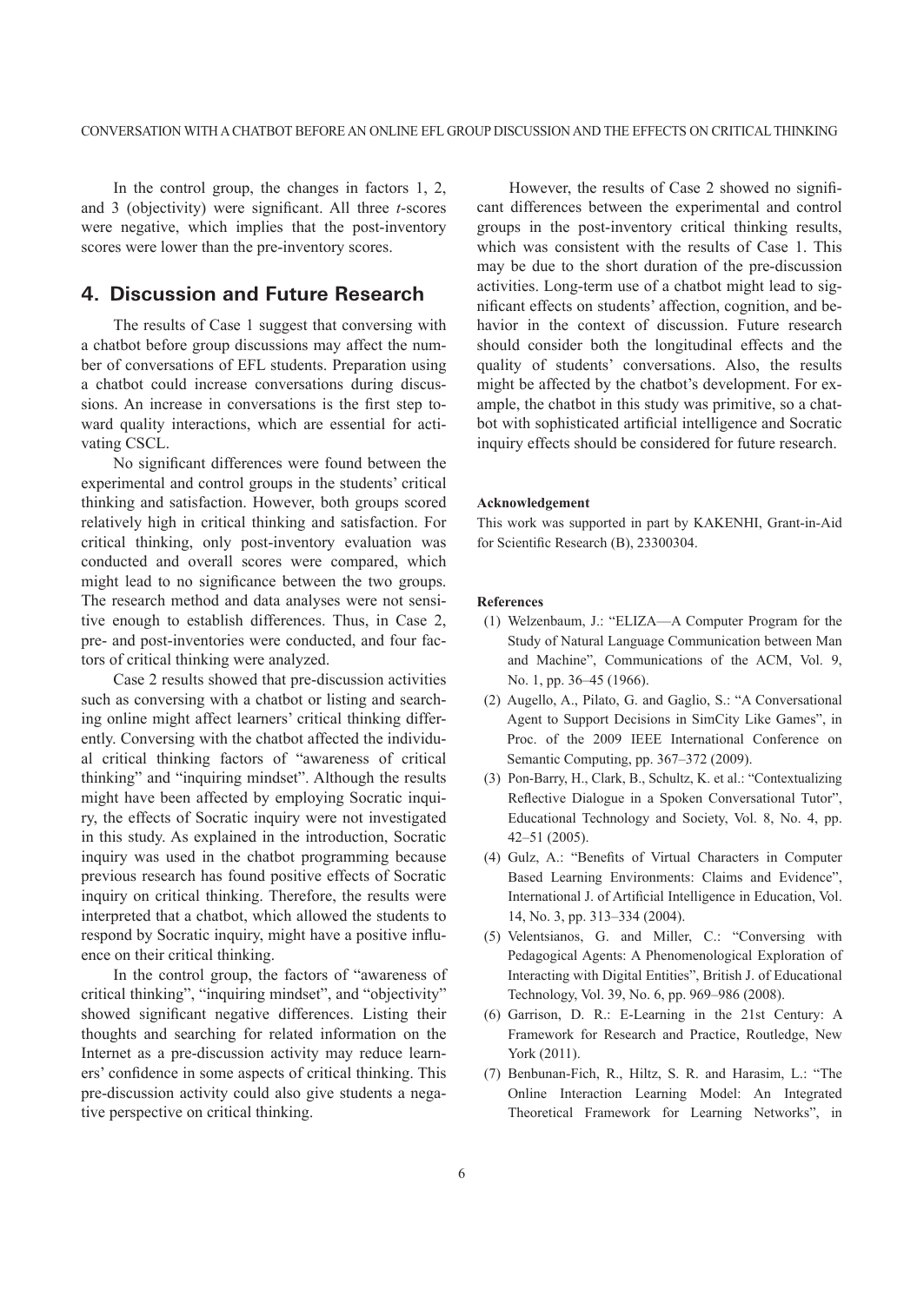In the control group, the changes in factors 1, 2, and 3 (objectivity) were significant. All three *t*-scores were negative, which implies that the post-inventory scores were lower than the pre-inventory scores.

## 4. Discussion and Future Research

The results of Case 1 suggest that conversing with a chatbot before group discussions may affect the number of conversations of EFL students. Preparation using a chatbot could increase conversations during discussions. An increase in conversations is the first step toward quality interactions, which are essential for activating CSCL.

No significant differences were found between the experimental and control groups in the students' critical thinking and satisfaction. However, both groups scored relatively high in critical thinking and satisfaction. For critical thinking, only post-inventory evaluation was conducted and overall scores were compared, which might lead to no significance between the two groups. The research method and data analyses were not sensitive enough to establish differences. Thus, in Case 2, pre- and post-inventories were conducted, and four factors of critical thinking were analyzed.

Case 2 results showed that pre-discussion activities such as conversing with a chatbot or listing and searching online might affect learners' critical thinking differently. Conversing with the chatbot affected the individual critical thinking factors of "awareness of critical thinking" and "inquiring mindset". Although the results might have been affected by employing Socratic inquiry, the effects of Socratic inquiry were not investigated in this study. As explained in the introduction, Socratic inquiry was used in the chatbot programming because previous research has found positive effects of Socratic inquiry on critical thinking. Therefore, the results were interpreted that a chatbot, which allowed the students to respond by Socratic inquiry, might have a positive influence on their critical thinking.

In the control group, the factors of "awareness of critical thinking", "inquiring mindset", and "objectivity" showed significant negative differences. Listing their thoughts and searching for related information on the Internet as a pre-discussion activity may reduce learners' confidence in some aspects of critical thinking. This pre-discussion activity could also give students a negative perspective on critical thinking.

However, the results of Case 2 showed no significant differences between the experimental and control groups in the post-inventory critical thinking results, which was consistent with the results of Case 1. This may be due to the short duration of the pre-discussion activities. Long-term use of a chatbot might lead to significant effects on students' affection, cognition, and behavior in the context of discussion. Future research should consider both the longitudinal effects and the quality of students' conversations. Also, the results might be affected by the chatbot's development. For example, the chatbot in this study was primitive, so a chatbot with sophisticated artificial intelligence and Socratic inquiry effects should be considered for future research.

#### Acknowledgement

This work was supported in part by KAKENHI, Grant-in-Aid for Scientific Research (B), 23300304.

#### References

(1) Welzenbaum, J.: "ELIZA—A Computer Program for the Study of Natural Language Communication between Man and Machine", Communications of the ACM, Vol. 9, No. 1, pp. 36–45 (1966).

(2) Augello, A., Pilato, G. and Gaglio, S.: "A Conversational Agent to Support Decisions in SimCity Like Games", in Proc. of the 2009 IEEE International Conference on Semantic Computing, pp. 367–372 (2009).

(3) Pon-Barry, H., Clark, B., Schultz, K. et al.: "Contextualizing Reflective Dialogue in a Spoken Conversational Tutor", Educational Technology and Society, Vol. 8, No. 4, pp. 42–51 (2005).

(4) Gulz, A.: "Benefits of Virtual Characters in Computer Based Learning Environments: Claims and Evidence", International J. of Artificial Intelligence in Education, Vol. 14, No. 3, pp. 313–334 (2004).

(5) Velentsianos, G. and Miller, C.: "Conversing with Pedagogical Agents: A Phenomenological Exploration of Interacting with Digital Entities", British J. of Educational Technology, Vol. 39, No. 6, pp. 969–986 (2008).

(6) Garrison, D. R.: E-Learning in the 21st Century: A Framework for Research and Practice, Routledge, New York (2011).

(7) Benbunan-Fich, R., Hiltz, S. R. and Harasim, L.: "The Online Interaction Learning Model: An Integrated Theoretical Framework for Learning Networks", in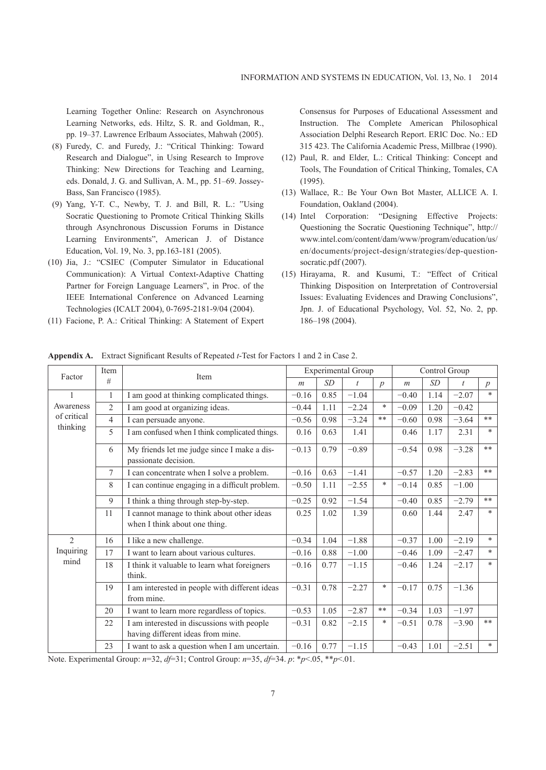Learning Together Online: Research on Asynchronous Learning Networks, eds. Hiltz, S. R. and Goldman, R., pp. 19–37. Lawrence Erlbaum Associates, Mahwah (2005).

(8) Furedy, C. and Furedy, J.: "Critical Thinking: Toward Research and Dialogue", in Using Research to Improve Thinking: New Directions for Teaching and Learning, eds. Donald, J. G. and Sullivan, A. M., pp. 51–69. Jossey-Bass, San Francisco (1985).

(9) Yang, Y-T. C., Newby, T. J. and Bill, R. L.: "Using Socratic Questioning to Promote Critical Thinking Skills through Asynchronous Discussion Forums in Distance Learning Environments", American J. of Distance Education, Vol. 19, No. 3, pp.163-181 (2005).

(10) Jia, J.: "CSIEC (Computer Simulator in Educational Communication): A Virtual Context-Adaptive Chatting Partner for Foreign Language Learners", in Proc. of the IEEE International Conference on Advanced Learning Technologies (ICALT 2004), 0-7695-2181-9/04 (2004).

(11) Facione, P. A.: Critical Thinking: A Statement of Expert Consensus for Purposes of Educational Assessment and Instruction. The Complete American Philosophical Association Delphi Research Report. ERIC Doc. No.: ED 315 423. The California Academic Press, Millbrae (1990).

(12) Paul, R. and Elder, L.: Critical Thinking: Concept and Tools, The Foundation of Critical Thinking, Tomales, CA (1995).

(13) Wallace, R.: Be Your Own Bot Master, ALLICE A. I. Foundation, Oakland (2004).

(14) Intel Corporation: "Designing Effective Projects: Questioning the Socratic Questioning Technique", http://www.intel.com/content/dam/www/program/education/us/en/documents/project-design/strategies/dep-question-socratic.pdf (2007).

(15) Hirayama, R. and Kusumi, T.: "Effect of Critical Thinking Disposition on Interpretation of Controversial Issues: Evaluating Evidences and Drawing Conclusions", Jpn. J. of Educational Psychology, Vol. 52, No. 2, pp. 186–198 (2004).

**Appendix A.** Extract Significant Results of Repeated *t*-Test for Factors 1 and 2 in Case 2.

| Factor | Item # | Item | Experimental Group | | | | Control Group | | | |
|---|---|---|---|---|---|---|---|---|---|---|
| | | | *m* | *SD* | *t* | *p* | *m* | *SD* | *t* | *p* |
| 1 Awareness of critical thinking | 1 | I am good at thinking complicated things. | −0.16 | 0.85 | −1.04 | | −0.40 | 1.14 | −2.07 | * |
| | 2 | I am good at organizing ideas. | −0.44 | 1.11 | −2.24 | * | −0.09 | 1.20 | −0.42 | |
| | 4 | I can persuade anyone. | −0.56 | 0.98 | −3.24 | ** | −0.60 | 0.98 | −3.64 | ** |
| | 5 | I am confused when I think complicated things. | 0.16 | 0.63 | 1.41 | | 0.46 | 1.17 | 2.31 | * |
| | 6 | My friends let me judge since I make a dispassionate decision. | −0.13 | 0.79 | −0.89 | | −0.54 | 0.98 | −3.28 | ** |
| | 7 | I can concentrate when I solve a problem. | −0.16 | 0.63 | −1.41 | | −0.57 | 1.20 | −2.83 | ** |
| | 8 | I can continue engaging in a difficult problem. | −0.50 | 1.11 | −2.55 | * | −0.14 | 0.85 | −1.00 | |
| | 9 | I think a thing through step-by-step. | −0.25 | 0.92 | −1.54 | | −0.40 | 0.85 | −2.79 | ** |
| | 11 | I cannot manage to think about other ideas when I think about one thing. | 0.25 | 1.02 | 1.39 | | 0.60 | 1.44 | 2.47 | * |
| 2 Inquiring mind | 16 | I like a new challenge. | −0.34 | 1.04 | −1.88 | | −0.37 | 1.00 | −2.19 | * |
| | 17 | I want to learn about various cultures. | −0.16 | 0.88 | −1.00 | | −0.46 | 1.09 | −2.47 | * |
| | 18 | I think it valuable to learn what foreigners think. | −0.16 | 0.77 | −1.15 | | −0.46 | 1.24 | −2.17 | * |
| | 19 | I am interested in people with different ideas from mine. | −0.31 | 0.78 | −2.27 | * | −0.17 | 0.75 | −1.36 | |
| | 20 | I want to learn more regardless of topics. | −0.53 | 1.05 | −2.87 | ** | −0.34 | 1.03 | −1.97 | |
| | 22 | I am interested in discussions with people having different ideas from mine. | −0.31 | 0.82 | −2.15 | * | −0.51 | 0.78 | −3.90 | ** |
| | 23 | I want to ask a question when I am uncertain. | −0.16 | 0.77 | −1.15 | | −0.43 | 1.01 | −2.51 | * |

Note. Experimental Group: $n$=32, $df$=31; Control Group: $n$=35, $df$=34. $p$: *$p$<.05, **$p$<.01.